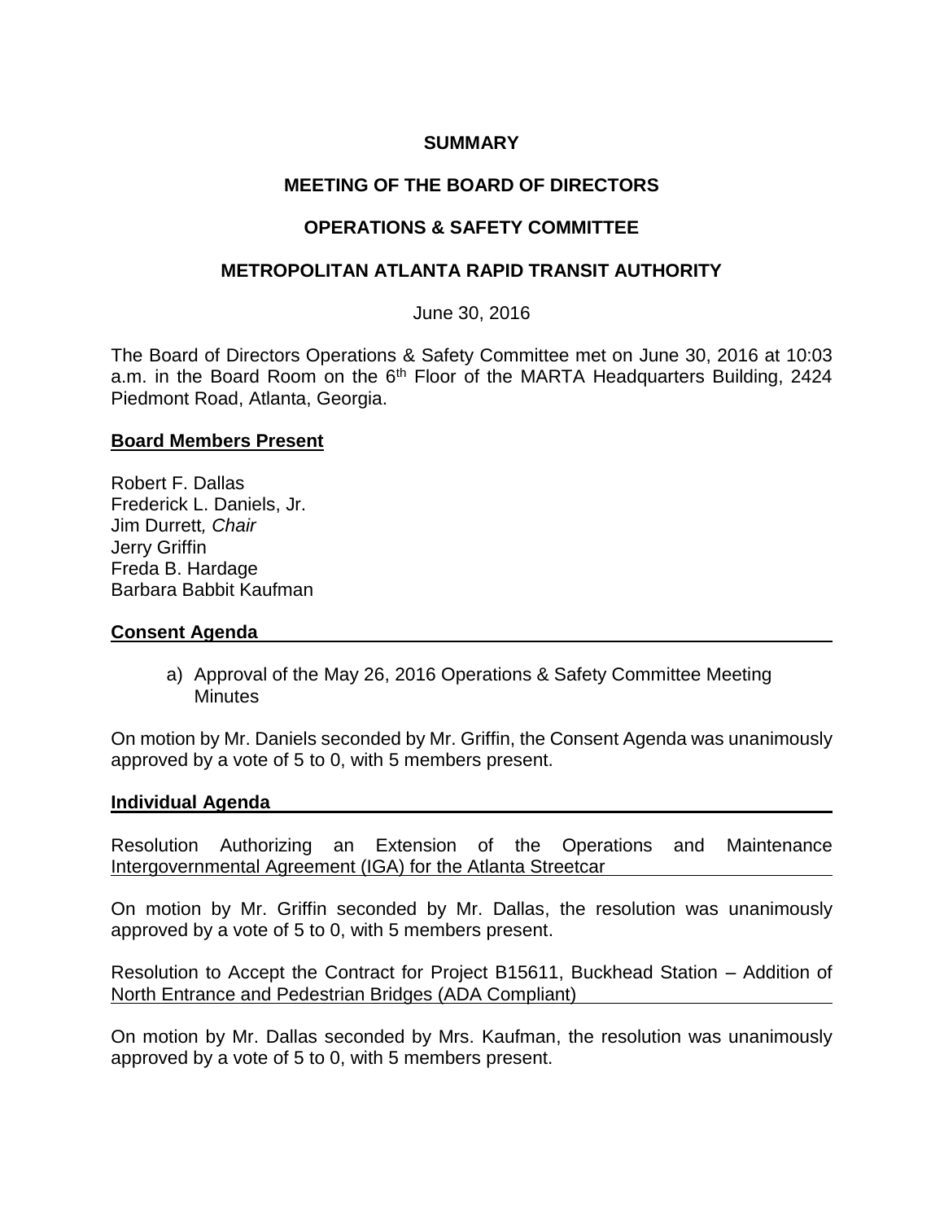# SUMMARY

# MEETING OF THE BOARD OF DIRECTORS

# OPERATIONS & SAFETY COMMITTEE

# METROPOLITAN ATLANTA RAPID TRANSIT AUTHORITY

June 30, 2016

The Board of Directors Operations & Safety Committee met on June 30, 2016 at 10:03 a.m. in the Board Room on the 6th Floor of the MARTA Headquarters Building, 2424 Piedmont Road, Atlanta, Georgia.

## Board Members Present

Robert F. Dallas
Frederick L. Daniels, Jr.
Jim Durrett, *Chair*
Jerry Griffin
Freda B. Hardage
Barbara Babbit Kaufman

## Consent Agenda

a) Approval of the May 26, 2016 Operations & Safety Committee Meeting Minutes

On motion by Mr. Daniels seconded by Mr. Griffin, the Consent Agenda was unanimously approved by a vote of 5 to 0, with 5 members present.

## Individual Agenda

Resolution Authorizing an Extension of the Operations and Maintenance Intergovernmental Agreement (IGA) for the Atlanta Streetcar

On motion by Mr. Griffin seconded by Mr. Dallas, the resolution was unanimously approved by a vote of 5 to 0, with 5 members present.

Resolution to Accept the Contract for Project B15611, Buckhead Station – Addition of North Entrance and Pedestrian Bridges (ADA Compliant)

On motion by Mr. Dallas seconded by Mrs. Kaufman, the resolution was unanimously approved by a vote of 5 to 0, with 5 members present.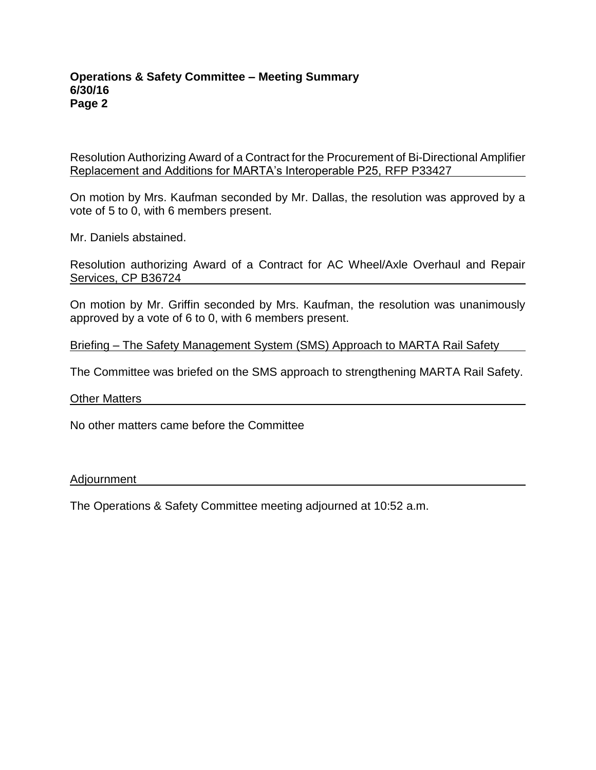Resolution Authorizing Award of a Contract for the Procurement of Bi-Directional Amplifier Replacement and Additions for MARTA's Interoperable P25, RFP P33427

On motion by Mrs. Kaufman seconded by Mr. Dallas, the resolution was approved by a vote of 5 to 0, with 6 members present.

Mr. Daniels abstained.

Resolution authorizing Award of a Contract for AC Wheel/Axle Overhaul and Repair Services, CP B36724

On motion by Mr. Griffin seconded by Mrs. Kaufman, the resolution was unanimously approved by a vote of 6 to 0, with 6 members present.

Briefing – The Safety Management System (SMS) Approach to MARTA Rail Safety

The Committee was briefed on the SMS approach to strengthening MARTA Rail Safety.

Other Matters

No other matters came before the Committee

Adjournment

The Operations & Safety Committee meeting adjourned at 10:52 a.m.